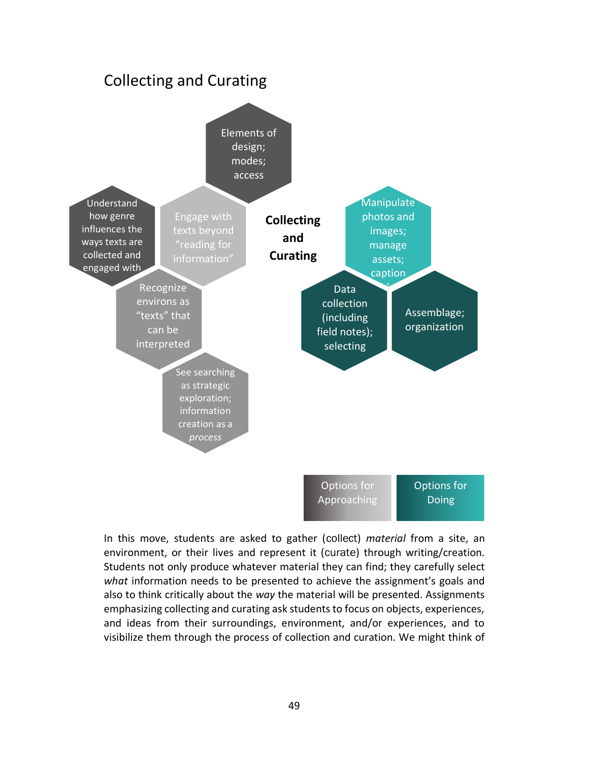## Collecting and Curating

Collecting and Curating

Elements of design; modes; access

Understand how genre influences the ways texts are collected and engaged with

Engage with texts beyond "reading for information"

Recognize environs as "texts" that can be interpreted

See searching as strategic exploration; information creation as a *process*

Manipulate photos and images; manage assets; caption

Data collection (including field notes); selecting

Assemblage; organization

Options for Approaching

Options for Doing

In this move, students are asked to gather (collect) *material* from a site, an environment, or their lives and represent it (curate) through writing/creation. Students not only produce whatever material they can find; they carefully select *what* information needs to be presented to achieve the assignment's goals and also to think critically about the *way* the material will be presented. Assignments emphasizing collecting and curating ask students to focus on objects, experiences, and ideas from their surroundings, environment, and/or experiences, and to visibilize them through the process of collection and curation. We might think of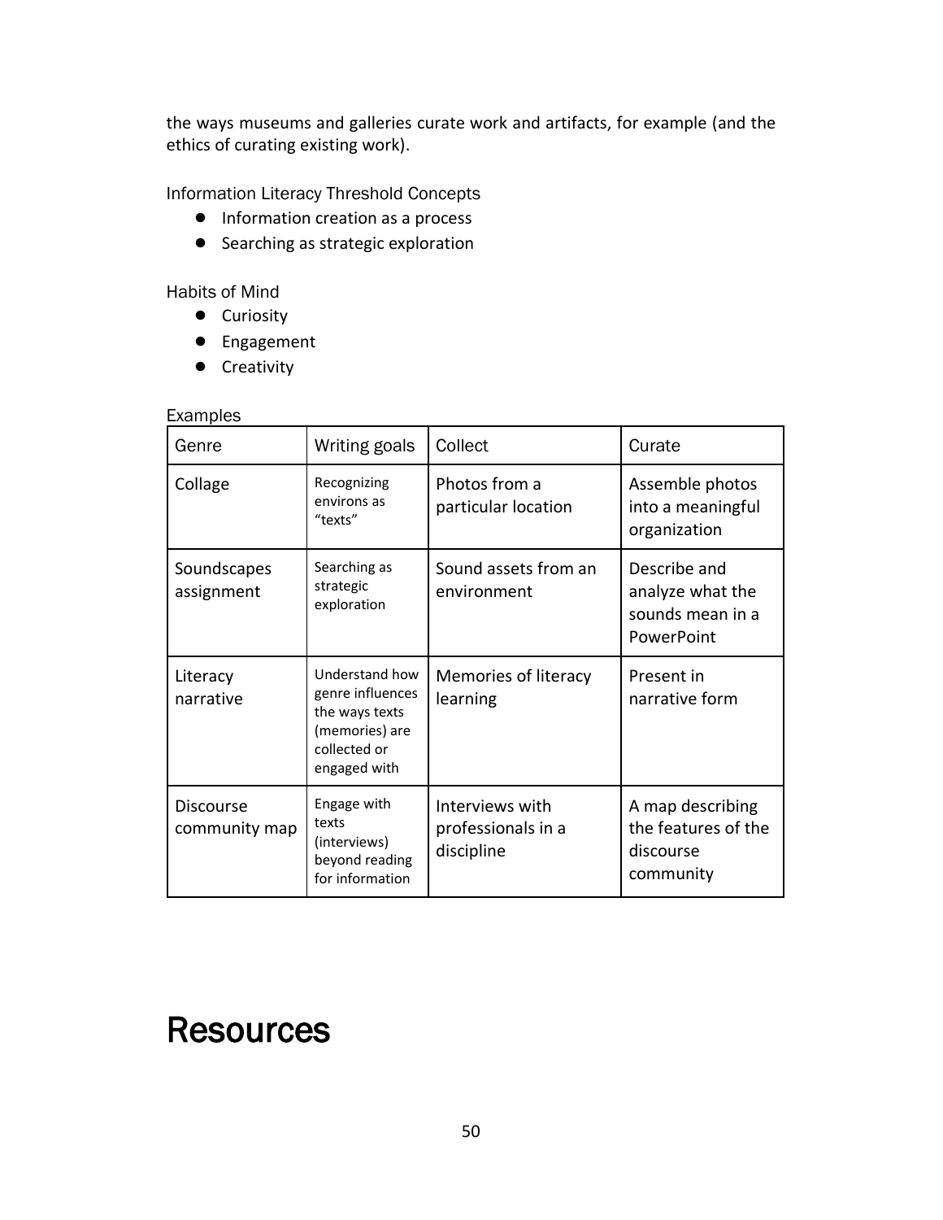the ways museums and galleries curate work and artifacts, for example (and the ethics of curating existing work).

Information Literacy Threshold Concepts

- Information creation as a process
- Searching as strategic exploration

Habits of Mind

- Curiosity
- Engagement
- Creativity

Examples

| Genre | Writing goals | Collect | Curate |
|---|---|---|---|
| Collage | Recognizing environs as "texts" | Photos from a particular location | Assemble photos into a meaningful organization |
| Soundscapes assignment | Searching as strategic exploration | Sound assets from an environment | Describe and analyze what the sounds mean in a PowerPoint |
| Literacy narrative | Understand how genre influences the ways texts (memories) are collected or engaged with | Memories of literacy learning | Present in narrative form |
| Discourse community map | Engage with texts (interviews) beyond reading for information | Interviews with professionals in a discipline | A map describing the features of the discourse community |

# Resources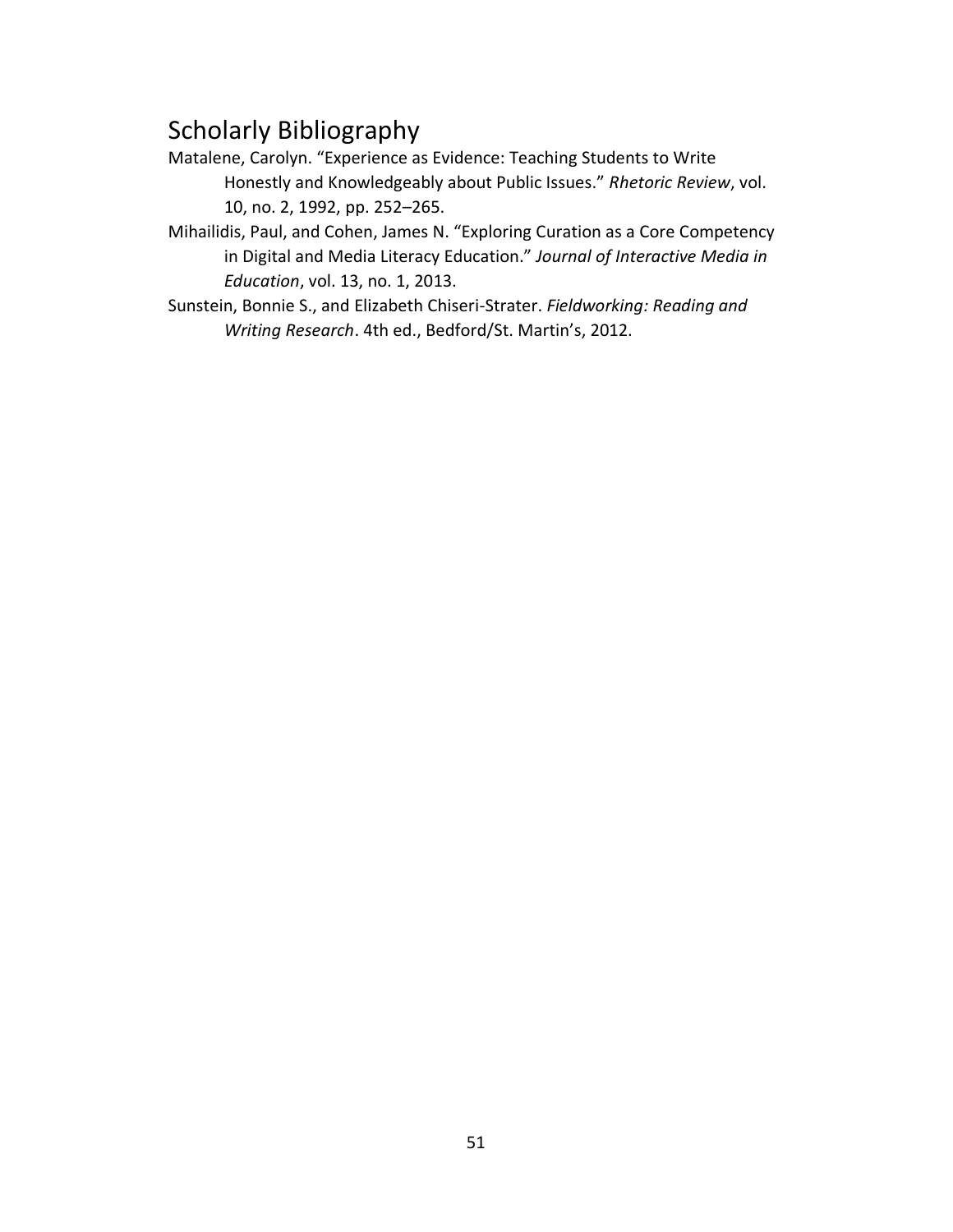## Scholarly Bibliography

Matalene, Carolyn. "Experience as Evidence: Teaching Students to Write Honestly and Knowledgeably about Public Issues." *Rhetoric Review*, vol. 10, no. 2, 1992, pp. 252–265.

Mihailidis, Paul, and Cohen, James N. "Exploring Curation as a Core Competency in Digital and Media Literacy Education." *Journal of Interactive Media in Education*, vol. 13, no. 1, 2013.

Sunstein, Bonnie S., and Elizabeth Chiseri-Strater. *Fieldworking: Reading and Writing Research*. 4th ed., Bedford/St. Martin's, 2012.